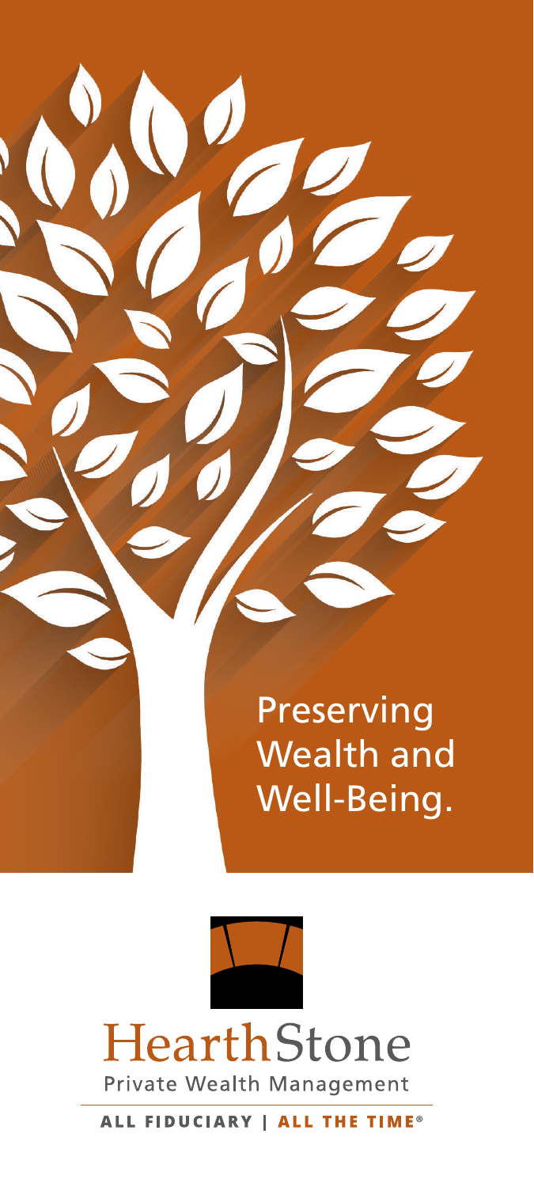# Preserving Wealth and Well-Being.

HearthStone

Private Wealth Management

**ALL FIDUCIARY | ALL THE TIME®**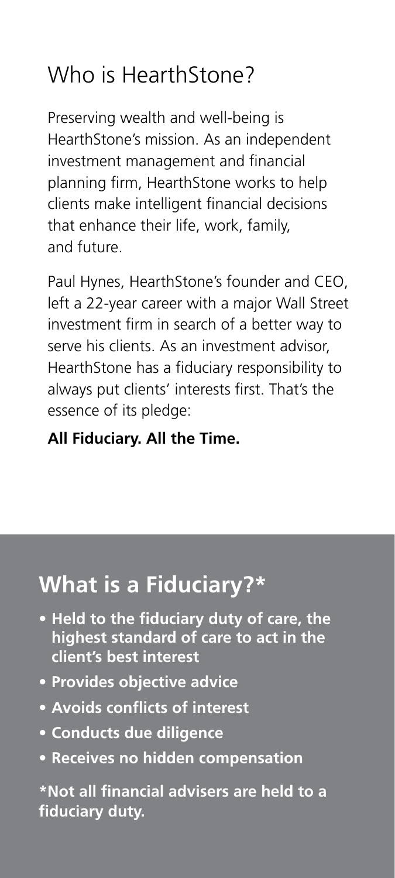## Who is HearthStone?

Preserving wealth and well-being is HearthStone's mission. As an independent investment management and financial planning firm, HearthStone works to help clients make intelligent financial decisions that enhance their life, work, family, and future.

Paul Hynes, HearthStone's founder and CEO, left a 22-year career with a major Wall Street investment firm in search of a better way to serve his clients. As an investment advisor, HearthStone has a fiduciary responsibility to always put clients' interests first. That's the essence of its pledge:

**All Fiduciary. All the Time.**

## What is a Fiduciary?*

- **Held to the fiduciary duty of care, the highest standard of care to act in the client's best interest**
- **Provides objective advice**
- **Avoids conflicts of interest**
- **Conducts due diligence**
- **Receives no hidden compensation**

**\*Not all financial advisers are held to a fiduciary duty.**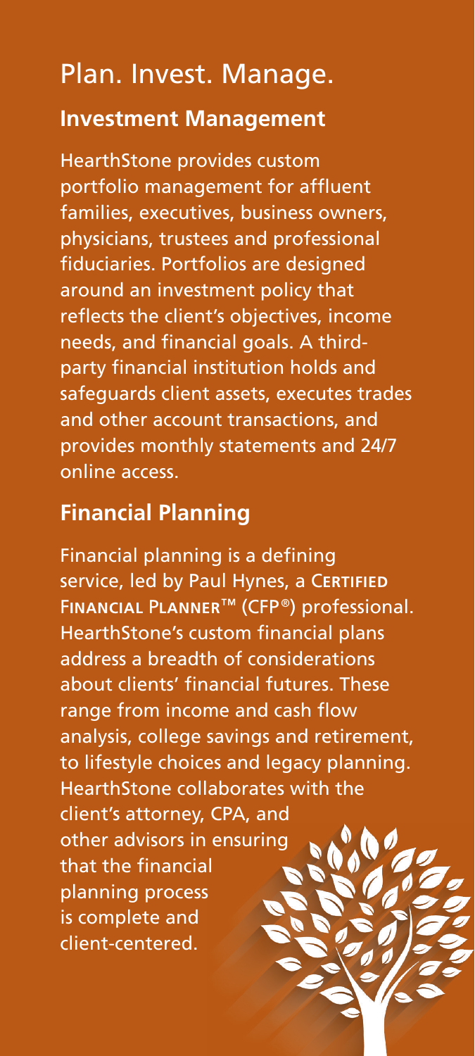# Plan. Invest. Manage.

## Investment Management

HearthStone provides custom portfolio management for affluent families, executives, business owners, physicians, trustees and professional fiduciaries. Portfolios are designed around an investment policy that reflects the client's objectives, income needs, and financial goals. A third-party financial institution holds and safeguards client assets, executes trades and other account transactions, and provides monthly statements and 24/7 online access.

## Financial Planning

Financial planning is a defining service, led by Paul Hynes, a CERTIFIED FINANCIAL PLANNER™ (CFP®) professional. HearthStone's custom financial plans address a breadth of considerations about clients' financial futures. These range from income and cash flow analysis, college savings and retirement, to lifestyle choices and legacy planning. HearthStone collaborates with the client's attorney, CPA, and other advisors in ensuring that the financial planning process is complete and client-centered.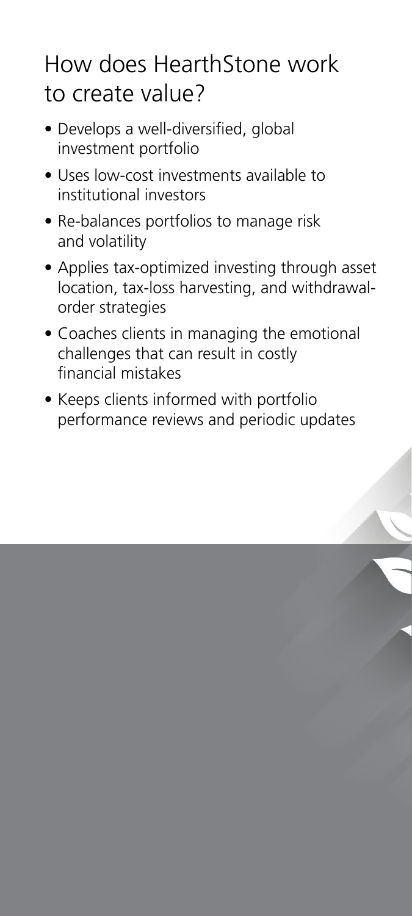# How does HearthStone work to create value?

- Develops a well-diversified, global investment portfolio
- Uses low-cost investments available to institutional investors
- Re-balances portfolios to manage risk and volatility
- Applies tax-optimized investing through asset location, tax-loss harvesting, and withdrawal-order strategies
- Coaches clients in managing the emotional challenges that can result in costly financial mistakes
- Keeps clients informed with portfolio performance reviews and periodic updates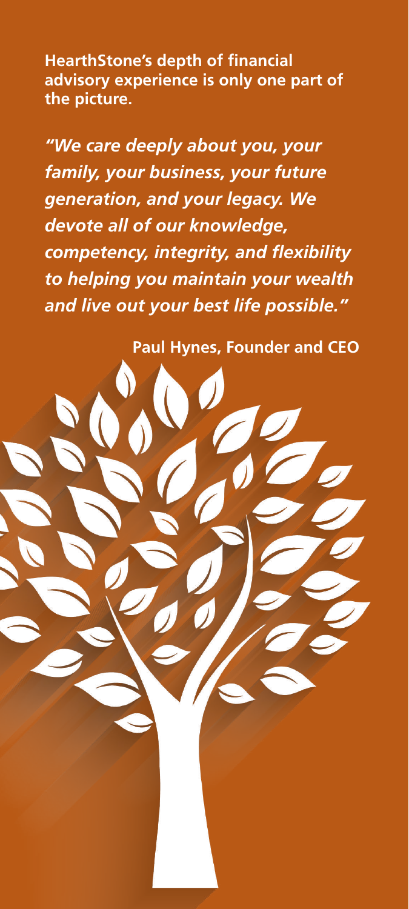**HearthStone's depth of financial advisory experience is only one part of the picture.**

***"We care deeply about you, your family, your business, your future generation, and your legacy. We devote all of our knowledge, competency, integrity, and flexibility to helping you maintain your wealth and live out your best life possible."***

**Paul Hynes, Founder and CEO**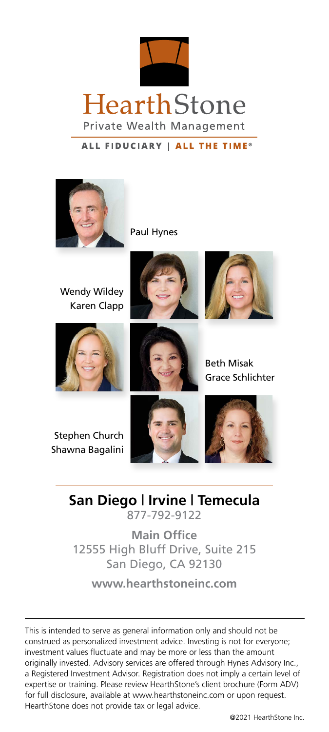# HearthStone

Private Wealth Management

**ALL FIDUCIARY | ALL THE TIME®**

Paul Hynes

Wendy Wildey
Karen Clapp

Beth Misak
Grace Schlichter

Stephen Church
Shawna Bagalini

## San Diego | Irvine | Temecula

877-792-9122

**Main Office**
12555 High Bluff Drive, Suite 215
San Diego, CA 92130

**www.hearthstoneinc.com**

This is intended to serve as general information only and should not be construed as personalized investment advice. Investing is not for everyone; investment values fluctuate and may be more or less than the amount originally invested. Advisory services are offered through Hynes Advisory Inc., a Registered Investment Advisor. Registration does not imply a certain level of expertise or training. Please review HearthStone's client brochure (Form ADV) for full disclosure, available at www.hearthstoneinc.com or upon request. HearthStone does not provide tax or legal advice.

@2021 HearthStone Inc.